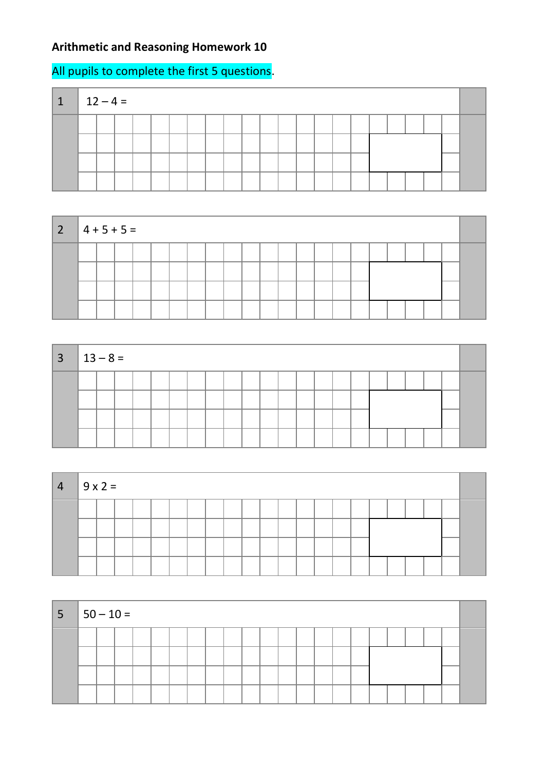**Arithmetic and Reasoning Homework 10**

All pupils to complete the first 5 questions.

| 1 | $12 - 4 =$ |
|---|---|

| 2 | $4 + 5 + 5 =$ |
|---|---|

| 3 | $13 - 8 =$ |
|---|---|

| 4 | $9 \times 2 =$ |
|---|---|

| 5 | $50 - 10 =$ |
|---|---|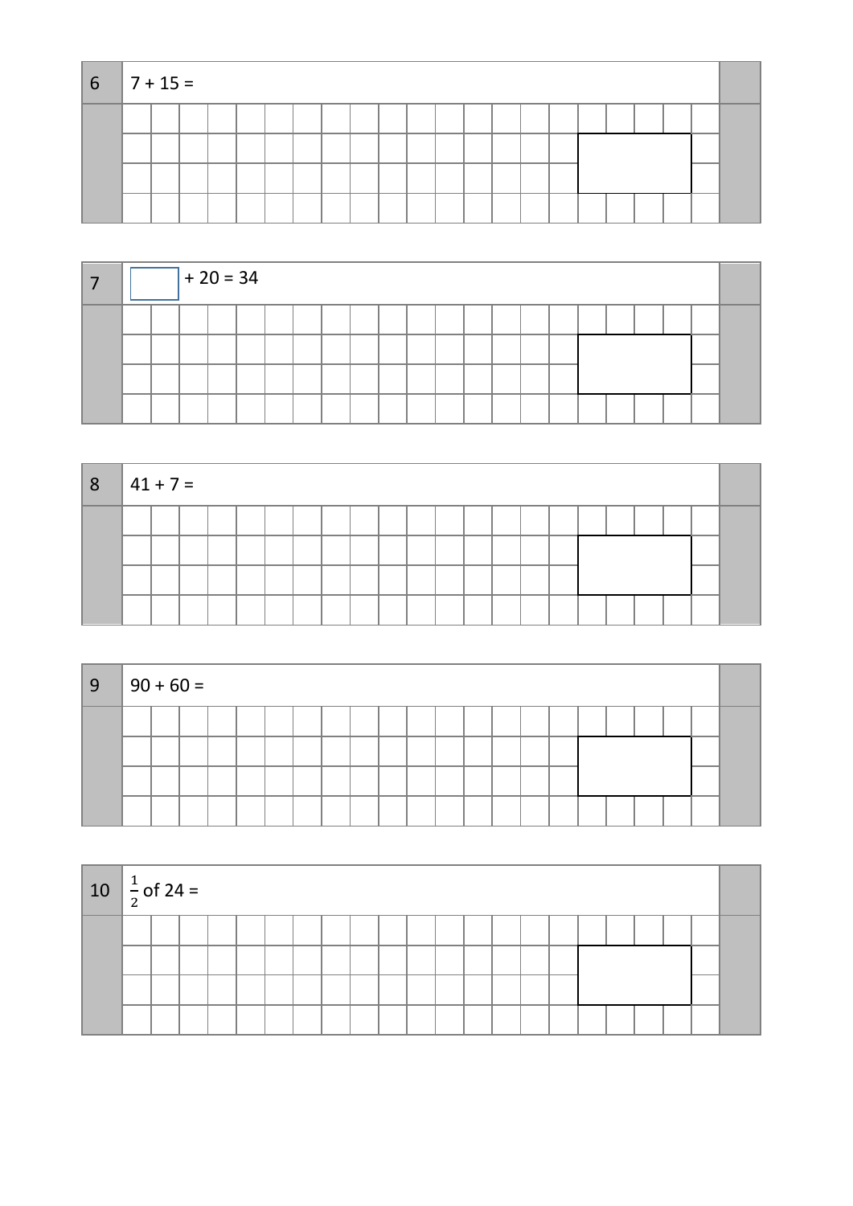**6** $7 + 15 =$

**7** ☐ $+ 20 = 34$

**8** $41 + 7 =$

**9** $90 + 60 =$

**10** $\frac{1}{2}$ of $24 =$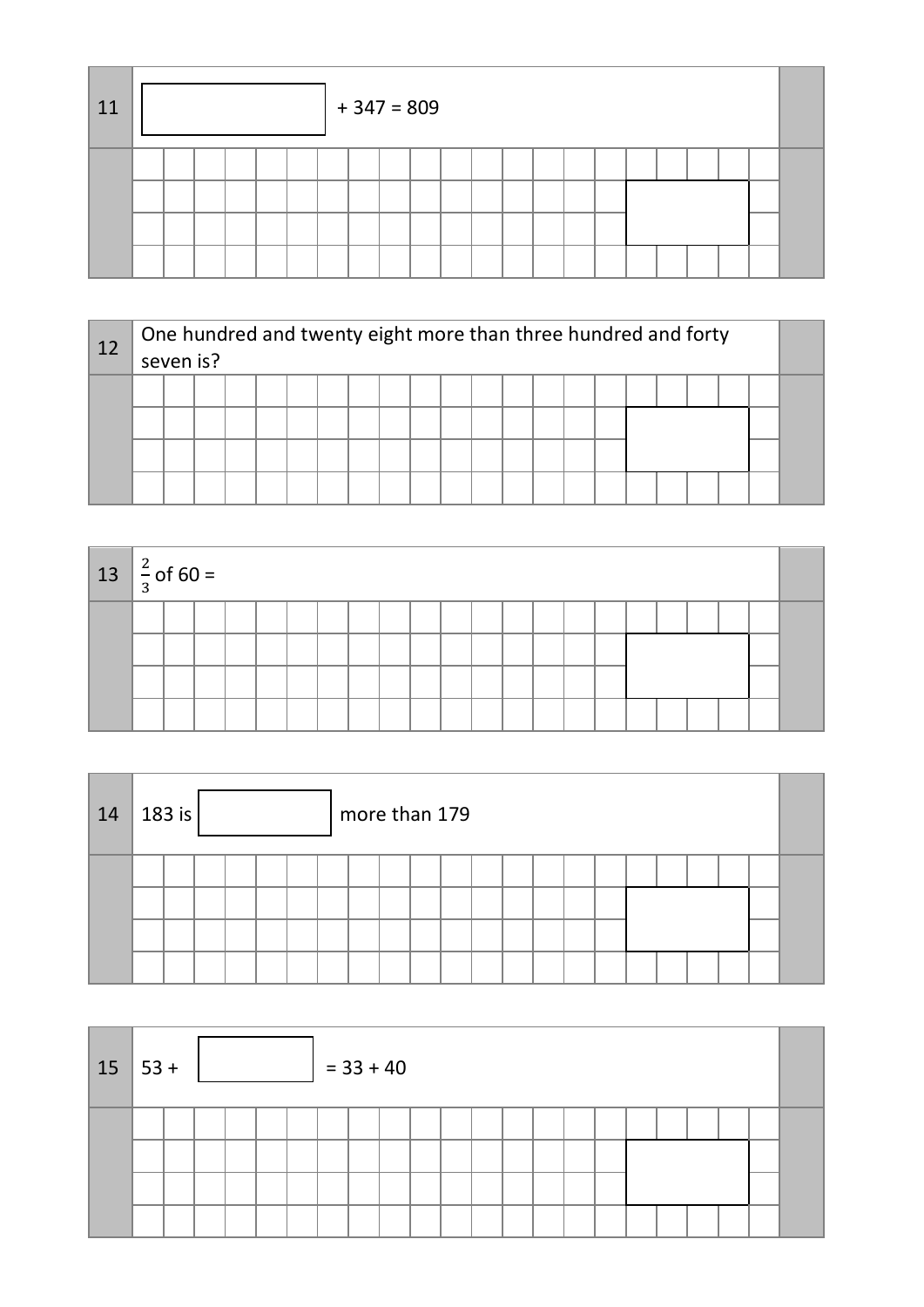**11** $\square + 347 = 809$

**12** One hundred and twenty eight more than three hundred and forty seven is?

**13** $\frac{2}{3}$ of 60 =

**14** 183 is $\square$ more than 179

**15** $53 + \square = 33 + 40$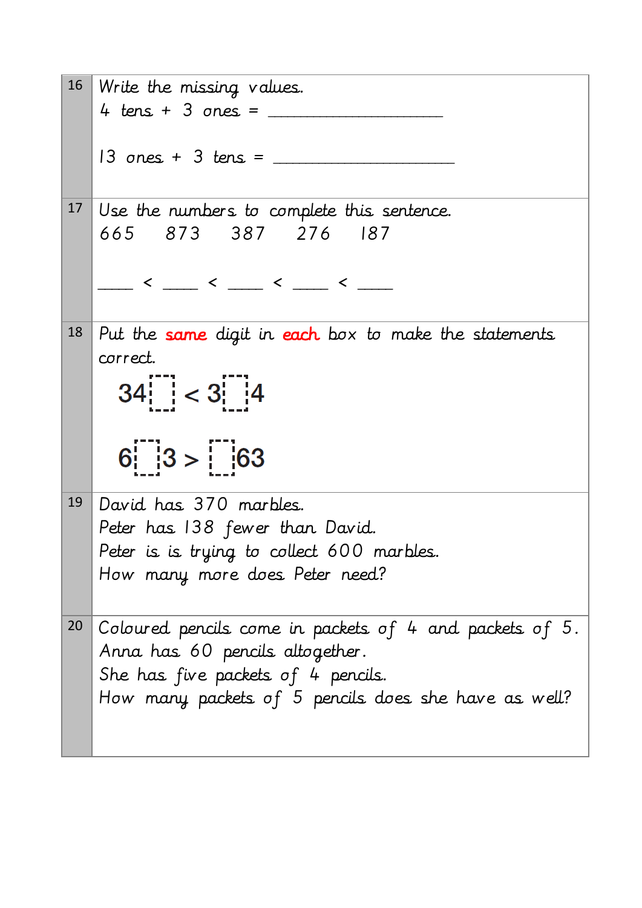| | |
|---|---|
| 16 | Write the missing values.<br>4 tens + 3 ones = ____________________<br><br>13 ones + 3 tens = ____________________ |
| 17 | Use the numbers to complete this sentence.<br>665    873    387    276    187<br><br>____ < ____ < ____ < ____ < ____ |
| 18 | Put the **same** digit in **each** box to make the statements correct.<br><br>34[ ] < 3[ ]4<br><br>6[ ]3 > [ ]63 |
| 19 | David has 370 marbles.<br>Peter has 138 fewer than David.<br>Peter is is trying to collect 600 marbles.<br>How many more does Peter need? |
| 20 | Coloured pencils come in packets of 4 and packets of 5.<br>Anna has 60 pencils altogether.<br>She has five packets of 4 pencils.<br>How many packets of 5 pencils does she have as well? |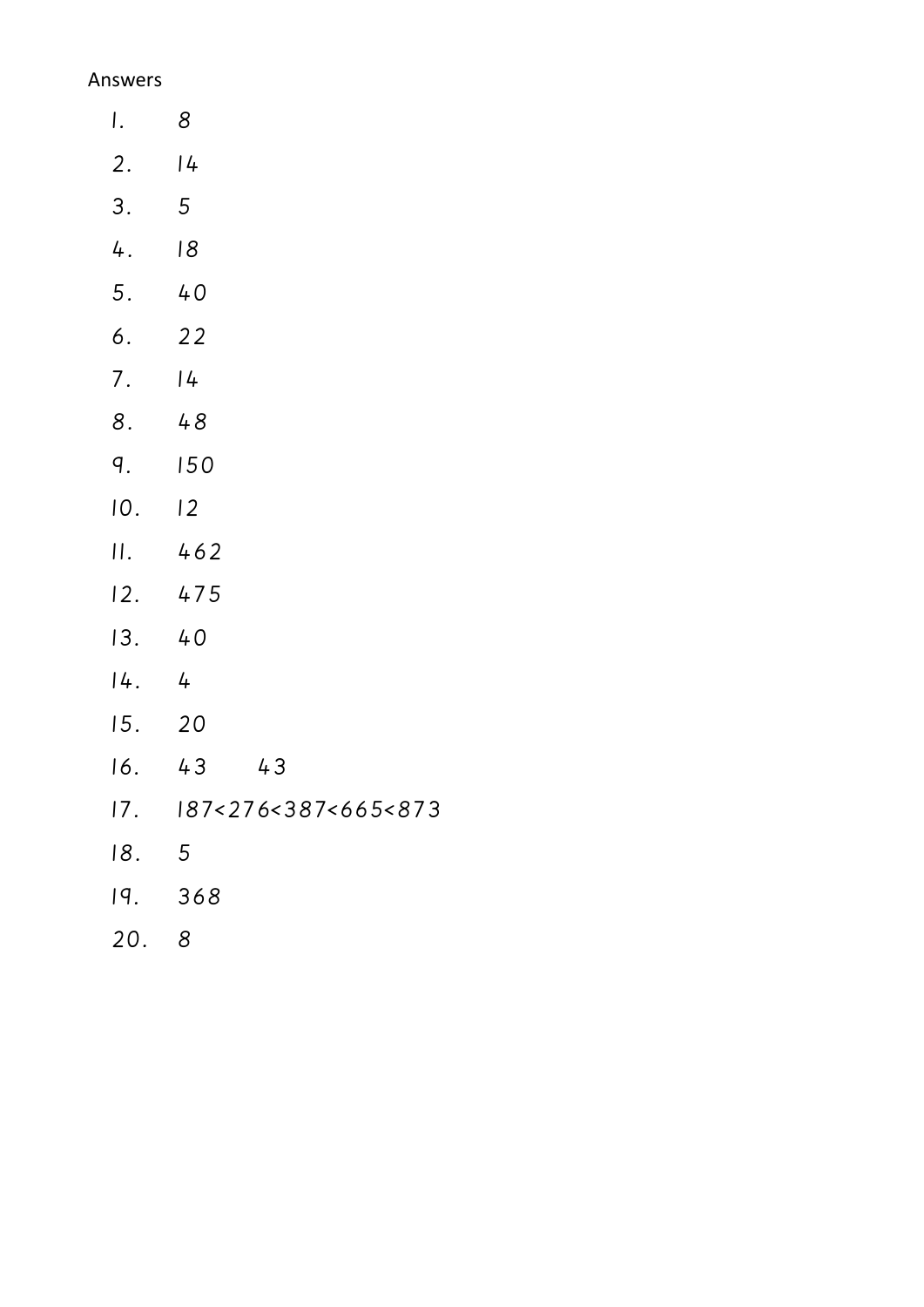Answers

1. 8
2. 14
3. 5
4. 18
5. 40
6. 22
7. 14
8. 48
9. 150
10. 12
11. 462
12. 475
13. 40
14. 4
15. 20
16. 43 43
17. 187<276<387<665<873
18. 5
19. 368
20. 8